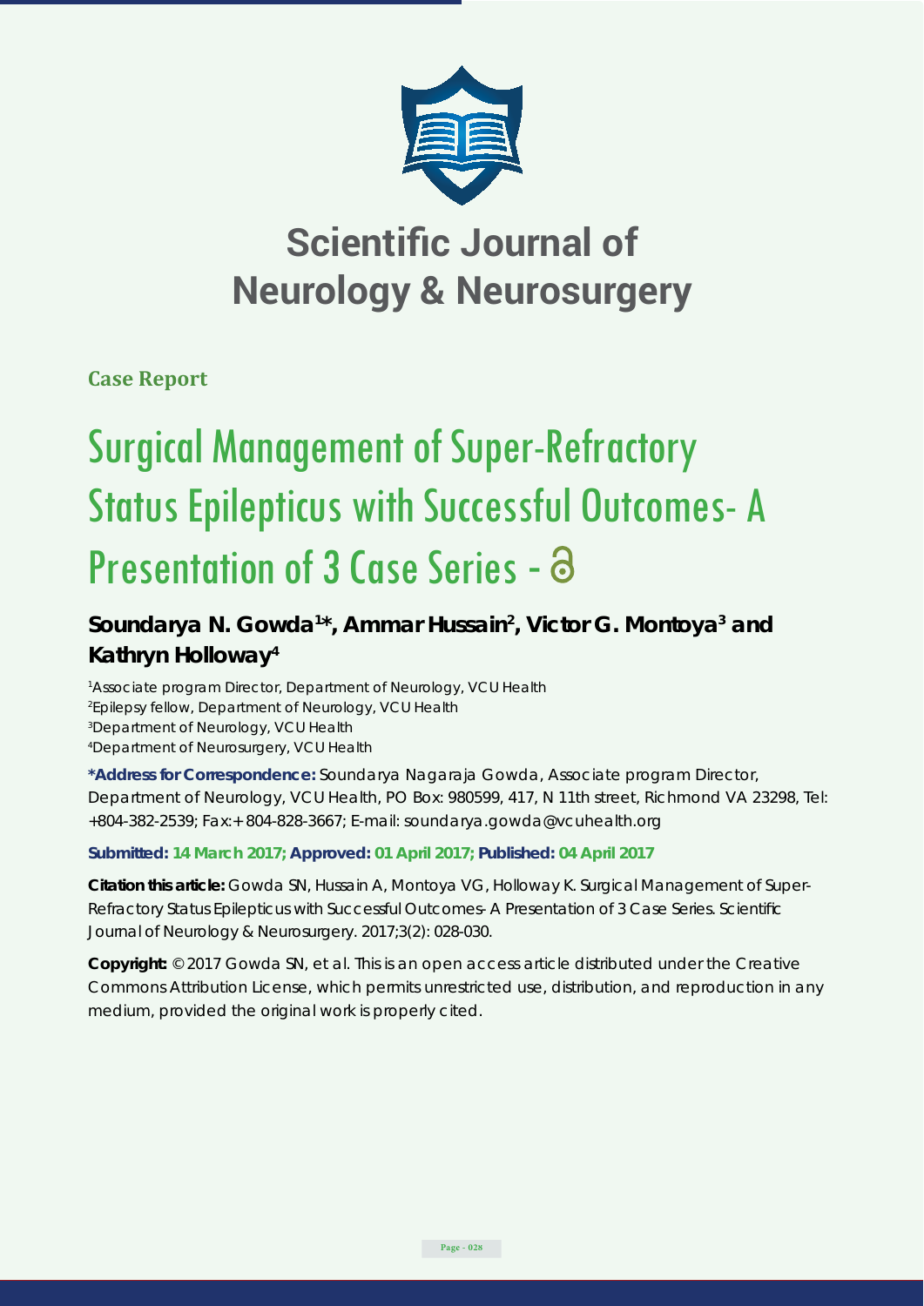# Scientific Journal of Neurology & Neurosurgery

**Case Report**

# Surgical Management of Super-Refractory Status Epilepticus with Successful Outcomes- A Presentation of 3 Case Series

**Soundarya N. Gowda[1]*, Ammar Hussain[2], Victor G. Montoya[3] and Kathryn Holloway[4]**

[1]Associate program Director, Department of Neurology, VCU Health
[2]Epilepsy fellow, Department of Neurology, VCU Health
[3]Department of Neurology, VCU Health
[4]Department of Neurosurgery, VCU Health

**\*Address for Correspondence:** Soundarya Nagaraja Gowda, Associate program Director, Department of Neurology, VCU Health, PO Box: 980599, 417, N 11th street, Richmond VA 23298, Tel: +804-382-2539; Fax:+ 804-828-3667; E-mail: soundarya.gowda@vcuhealth.org

**Submitted: 14 March 2017; Approved: 01 April 2017; Published: 04 April 2017**

**Citation this article:** Gowda SN, Hussain A, Montoya VG, Holloway K. Surgical Management of Super-Refractory Status Epilepticus with Successful Outcomes- A Presentation of 3 Case Series. Scientific Journal of Neurology & Neurosurgery. 2017;3(2): 028-030.

**Copyright:** © 2017 Gowda SN, et al. This is an open access article distributed under the Creative Commons Attribution License, which permits unrestricted use, distribution, and reproduction in any medium, provided the original work is properly cited.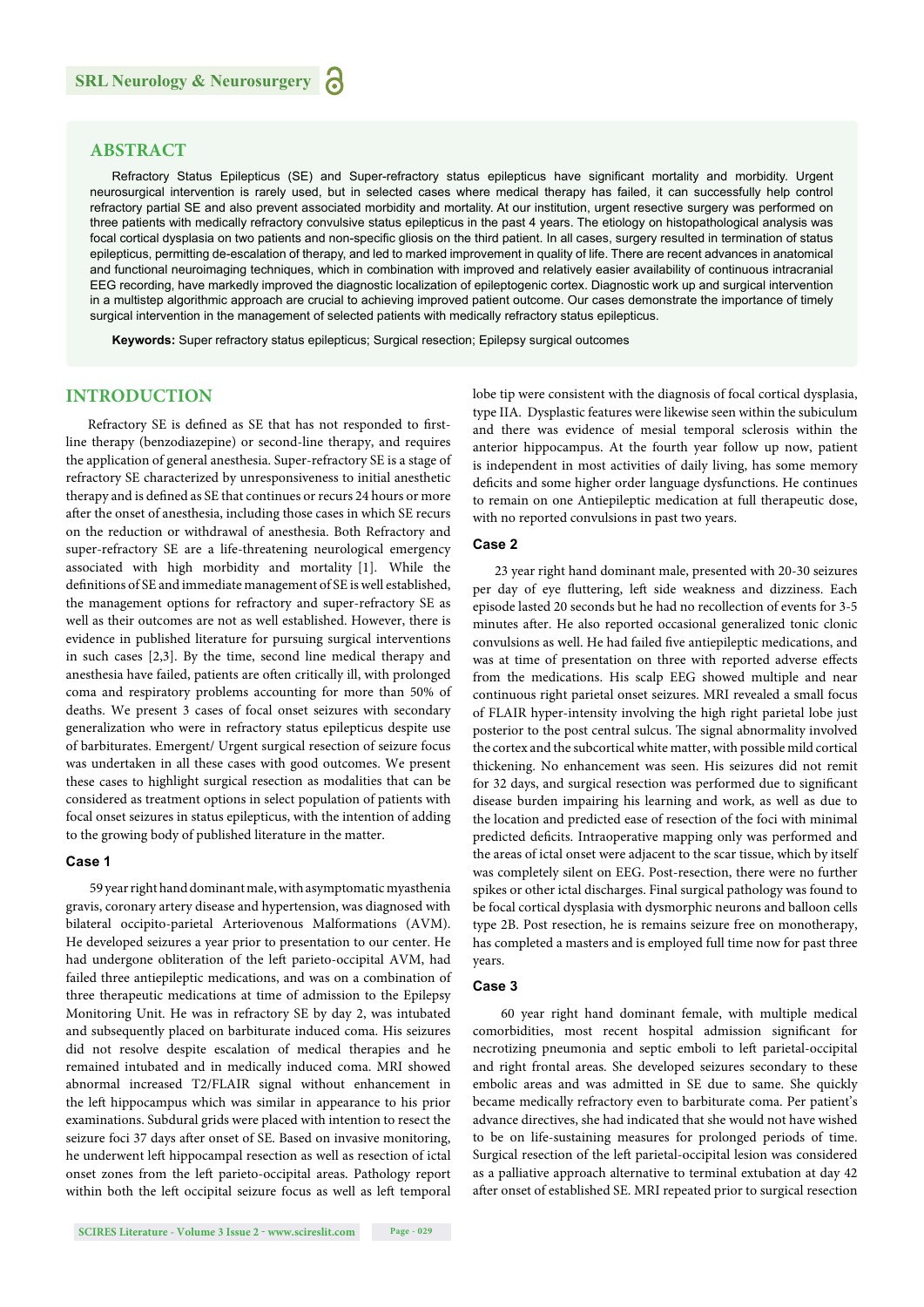## ABSTRACT

Refractory Status Epilepticus (SE) and Super-refractory status epilepticus have significant mortality and morbidity. Urgent neurosurgical intervention is rarely used, but in selected cases where medical therapy has failed, it can successfully help control refractory partial SE and also prevent associated morbidity and mortality. At our institution, urgent resective surgery was performed on three patients with medically refractory convulsive status epilepticus in the past 4 years. The etiology on histopathological analysis was focal cortical dysplasia on two patients and non-specific gliosis on the third patient. In all cases, surgery resulted in termination of status epilepticus, permitting de-escalation of therapy, and led to marked improvement in quality of life. There are recent advances in anatomical and functional neuroimaging techniques, which in combination with improved and relatively easier availability of continuous intracranial EEG recording, have markedly improved the diagnostic localization of epileptogenic cortex. Diagnostic work up and surgical intervention in a multistep algorithmic approach are crucial to achieving improved patient outcome. Our cases demonstrate the importance of timely surgical intervention in the management of selected patients with medically refractory status epilepticus.

**Keywords:** Super refractory status epilepticus; Surgical resection; Epilepsy surgical outcomes

## INTRODUCTION

Refractory SE is defined as SE that has not responded to first-line therapy (benzodiazepine) or second-line therapy, and requires the application of general anesthesia. Super-refractory SE is a stage of refractory SE characterized by unresponsiveness to initial anesthetic therapy and is defined as SE that continues or recurs 24 hours or more after the onset of anesthesia, including those cases in which SE recurs on the reduction or withdrawal of anesthesia. Both Refractory and super-refractory SE are a life-threatening neurological emergency associated with high morbidity and mortality [1]. While the definitions of SE and immediate management of SE is well established, the management options for refractory and super-refractory SE as well as their outcomes are not as well established. However, there is evidence in published literature for pursuing surgical interventions in such cases [2,3]. By the time, second line medical therapy and anesthesia have failed, patients are often critically ill, with prolonged coma and respiratory problems accounting for more than 50% of deaths. We present 3 cases of focal onset seizures with secondary generalization who were in refractory status epilepticus despite use of barbiturates. Emergent/ Urgent surgical resection of seizure focus was undertaken in all these cases with good outcomes. We present these cases to highlight surgical resection as modalities that can be considered as treatment options in select population of patients with focal onset seizures in status epilepticus, with the intention of adding to the growing body of published literature in the matter.

### Case 1

59 year right hand dominant male, with asymptomatic myasthenia gravis, coronary artery disease and hypertension, was diagnosed with bilateral occipito-parietal Arteriovenous Malformations (AVM). He developed seizures a year prior to presentation to our center. He had undergone obliteration of the left parieto-occipital AVM, had failed three antiepileptic medications, and was on a combination of three therapeutic medications at time of admission to the Epilepsy Monitoring Unit. He was in refractory SE by day 2, was intubated and subsequently placed on barbiturate induced coma. His seizures did not resolve despite escalation of medical therapies and he remained intubated and in medically induced coma. MRI showed abnormal increased T2/FLAIR signal without enhancement in the left hippocampus which was similar in appearance to his prior examinations. Subdural grids were placed with intention to resect the seizure foci 37 days after onset of SE. Based on invasive monitoring, he underwent left hippocampal resection as well as resection of ictal onset zones from the left parieto-occipital areas. Pathology report within both the left occipital seizure focus as well as left temporal lobe tip were consistent with the diagnosis of focal cortical dysplasia, type IIA. Dysplastic features were likewise seen within the subiculum and there was evidence of mesial temporal sclerosis within the anterior hippocampus. At the fourth year follow up now, patient is independent in most activities of daily living, has some memory deficits and some higher order language dysfunctions. He continues to remain on one Antiepileptic medication at full therapeutic dose, with no reported convulsions in past two years.

### Case 2

23 year right hand dominant male, presented with 20-30 seizures per day of eye fluttering, left side weakness and dizziness. Each episode lasted 20 seconds but he had no recollection of events for 3-5 minutes after. He also reported occasional generalized tonic clonic convulsions as well. He had failed five antiepileptic medications, and was at time of presentation on three with reported adverse effects from the medications. His scalp EEG showed multiple and near continuous right parietal onset seizures. MRI revealed a small focus of FLAIR hyper-intensity involving the high right parietal lobe just posterior to the post central sulcus. The signal abnormality involved the cortex and the subcortical white matter, with possible mild cortical thickening. No enhancement was seen. His seizures did not remit for 32 days, and surgical resection was performed due to significant disease burden impairing his learning and work, as well as due to the location and predicted ease of resection of the foci with minimal predicted deficits. Intraoperative mapping only was performed and the areas of ictal onset were adjacent to the scar tissue, which by itself was completely silent on EEG. Post-resection, there were no further spikes or other ictal discharges. Final surgical pathology was found to be focal cortical dysplasia with dysmorphic neurons and balloon cells type 2B. Post resection, he is remains seizure free on monotherapy, has completed a masters and is employed full time now for past three years.

### Case 3

60 year right hand dominant female, with multiple medical comorbidities, most recent hospital admission significant for necrotizing pneumonia and septic emboli to left parietal-occipital and right frontal areas. She developed seizures secondary to these embolic areas and was admitted in SE due to same. She quickly became medically refractory even to barbiturate coma. Per patient's advance directives, she had indicated that she would not have wished to be on life-sustaining measures for prolonged periods of time. Surgical resection of the left parietal-occipital lesion was considered as a palliative approach alternative to terminal extubation at day 42 after onset of established SE. MRI repeated prior to surgical resection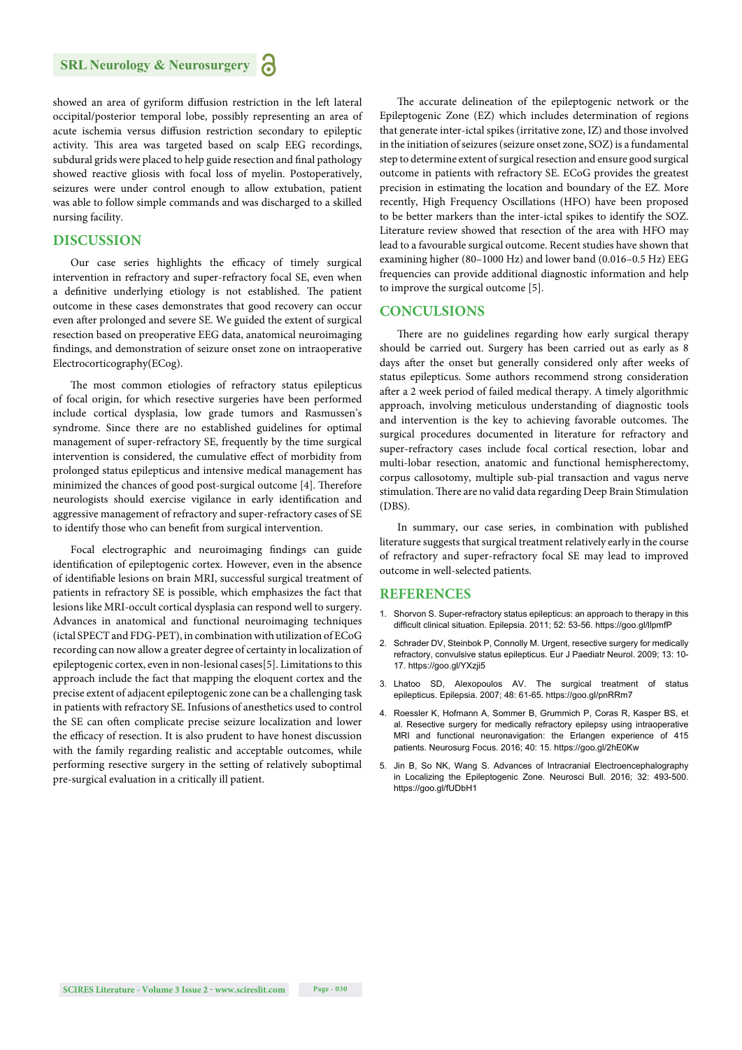showed an area of gyriform diffusion restriction in the left lateral occipital/posterior temporal lobe, possibly representing an area of acute ischemia versus diffusion restriction secondary to epileptic activity. This area was targeted based on scalp EEG recordings, subdural grids were placed to help guide resection and final pathology showed reactive gliosis with focal loss of myelin. Postoperatively, seizures were under control enough to allow extubation, patient was able to follow simple commands and was discharged to a skilled nursing facility.

## DISCUSSION

Our case series highlights the efficacy of timely surgical intervention in refractory and super-refractory focal SE, even when a definitive underlying etiology is not established. The patient outcome in these cases demonstrates that good recovery can occur even after prolonged and severe SE. We guided the extent of surgical resection based on preoperative EEG data, anatomical neuroimaging findings, and demonstration of seizure onset zone on intraoperative Electrocorticography(ECog).

The most common etiologies of refractory status epilepticus of focal origin, for which resective surgeries have been performed include cortical dysplasia, low grade tumors and Rasmussen's syndrome. Since there are no established guidelines for optimal management of super-refractory SE, frequently by the time surgical intervention is considered, the cumulative effect of morbidity from prolonged status epilepticus and intensive medical management has minimized the chances of good post-surgical outcome [4]. Therefore neurologists should exercise vigilance in early identification and aggressive management of refractory and super-refractory cases of SE to identify those who can benefit from surgical intervention.

Focal electrographic and neuroimaging findings can guide identification of epileptogenic cortex. However, even in the absence of identifiable lesions on brain MRI, successful surgical treatment of patients in refractory SE is possible, which emphasizes the fact that lesions like MRI-occult cortical dysplasia can respond well to surgery. Advances in anatomical and functional neuroimaging techniques (ictal SPECT and FDG-PET), in combination with utilization of ECoG recording can now allow a greater degree of certainty in localization of epileptogenic cortex, even in non-lesional cases[5]. Limitations to this approach include the fact that mapping the eloquent cortex and the precise extent of adjacent epileptogenic zone can be a challenging task in patients with refractory SE. Infusions of anesthetics used to control the SE can often complicate precise seizure localization and lower the efficacy of resection. It is also prudent to have honest discussion with the family regarding realistic and acceptable outcomes, while performing resective surgery in the setting of relatively suboptimal pre-surgical evaluation in a critically ill patient.

The accurate delineation of the epileptogenic network or the Epileptogenic Zone (EZ) which includes determination of regions that generate inter-ictal spikes (irritative zone, IZ) and those involved in the initiation of seizures (seizure onset zone, SOZ) is a fundamental step to determine extent of surgical resection and ensure good surgical outcome in patients with refractory SE. ECoG provides the greatest precision in estimating the location and boundary of the EZ. More recently, High Frequency Oscillations (HFO) have been proposed to be better markers than the inter-ictal spikes to identify the SOZ. Literature review showed that resection of the area with HFO may lead to a favourable surgical outcome. Recent studies have shown that examining higher (80–1000 Hz) and lower band (0.016–0.5 Hz) EEG frequencies can provide additional diagnostic information and help to improve the surgical outcome [5].

## CONCULSIONS

There are no guidelines regarding how early surgical therapy should be carried out. Surgery has been carried out as early as 8 days after the onset but generally considered only after weeks of status epilepticus. Some authors recommend strong consideration after a 2 week period of failed medical therapy. A timely algorithmic approach, involving meticulous understanding of diagnostic tools and intervention is the key to achieving favorable outcomes. The surgical procedures documented in literature for refractory and super-refractory cases include focal cortical resection, lobar and multi-lobar resection, anatomic and functional hemispherectomy, corpus callosotomy, multiple sub-pial transaction and vagus nerve stimulation. There are no valid data regarding Deep Brain Stimulation (DBS).

In summary, our case series, in combination with published literature suggests that surgical treatment relatively early in the course of refractory and super-refractory focal SE may lead to improved outcome in well-selected patients.

## REFERENCES

1. Shorvon S. Super-refractory status epilepticus: an approach to therapy in this difficult clinical situation. Epilepsia. 2011; 52: 53-56. https://goo.gl/llpmfP
2. Schrader DV, Steinbok P, Connolly M. Urgent, resective surgery for medically refractory, convulsive status epilepticus. Eur J Paediatr Neurol. 2009; 13: 10-17. https://goo.gl/YXzji5
3. Lhatoo SD, Alexopoulos AV. The surgical treatment of status epilepticus. Epilepsia. 2007; 48: 61-65. https://goo.gl/pnRRm7
4. Roessler K, Hofmann A, Sommer B, Grummich P, Coras R, Kasper BS, et al. Resective surgery for medically refractory epilepsy using intraoperative MRI and functional neuronavigation: the Erlangen experience of 415 patients. Neurosurg Focus. 2016; 40: 15. https://goo.gl/2hE0Kw
5. Jin B, So NK, Wang S. Advances of Intracranial Electroencephalography in Localizing the Epileptogenic Zone. Neurosci Bull. 2016; 32: 493-500. https://goo.gl/fUDbH1